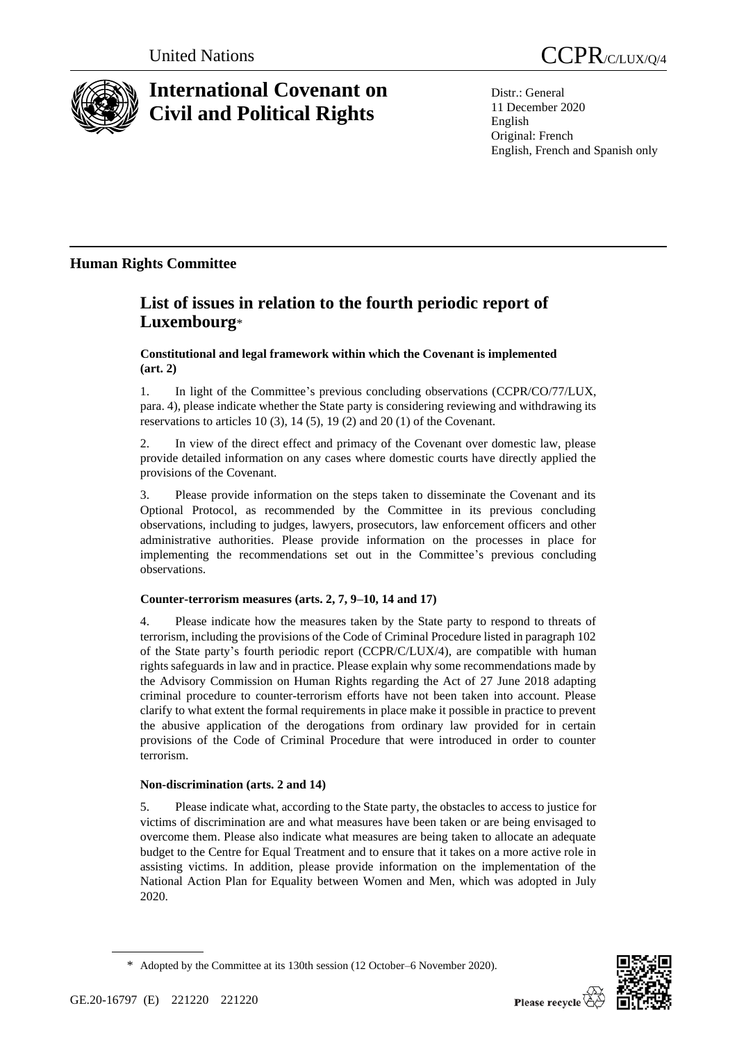United Nations

CCPR/C/LUX/Q/4

# International Covenant on Civil and Political Rights

Distr.: General
11 December 2020
English
Original: French
English, French and Spanish only

## Human Rights Committee

# List of issues in relation to the fourth periodic report of Luxembourg*

### Constitutional and legal framework within which the Covenant is implemented (art. 2)

1. In light of the Committee's previous concluding observations (CCPR/CO/77/LUX, para. 4), please indicate whether the State party is considering reviewing and withdrawing its reservations to articles 10 (3), 14 (5), 19 (2) and 20 (1) of the Covenant.

2. In view of the direct effect and primacy of the Covenant over domestic law, please provide detailed information on any cases where domestic courts have directly applied the provisions of the Covenant.

3. Please provide information on the steps taken to disseminate the Covenant and its Optional Protocol, as recommended by the Committee in its previous concluding observations, including to judges, lawyers, prosecutors, law enforcement officers and other administrative authorities. Please provide information on the processes in place for implementing the recommendations set out in the Committee's previous concluding observations.

### Counter-terrorism measures (arts. 2, 7, 9–10, 14 and 17)

4. Please indicate how the measures taken by the State party to respond to threats of terrorism, including the provisions of the Code of Criminal Procedure listed in paragraph 102 of the State party's fourth periodic report (CCPR/C/LUX/4), are compatible with human rights safeguards in law and in practice. Please explain why some recommendations made by the Advisory Commission on Human Rights regarding the Act of 27 June 2018 adapting criminal procedure to counter-terrorism efforts have not been taken into account. Please clarify to what extent the formal requirements in place make it possible in practice to prevent the abusive application of the derogations from ordinary law provided for in certain provisions of the Code of Criminal Procedure that were introduced in order to counter terrorism.

### Non-discrimination (arts. 2 and 14)

5. Please indicate what, according to the State party, the obstacles to access to justice for victims of discrimination are and what measures have been taken or are being envisaged to overcome them. Please also indicate what measures are being taken to allocate an adequate budget to the Centre for Equal Treatment and to ensure that it takes on a more active role in assisting victims. In addition, please provide information on the implementation of the National Action Plan for Equality between Women and Men, which was adopted in July 2020.

\* Adopted by the Committee at its 130th session (12 October–6 November 2020).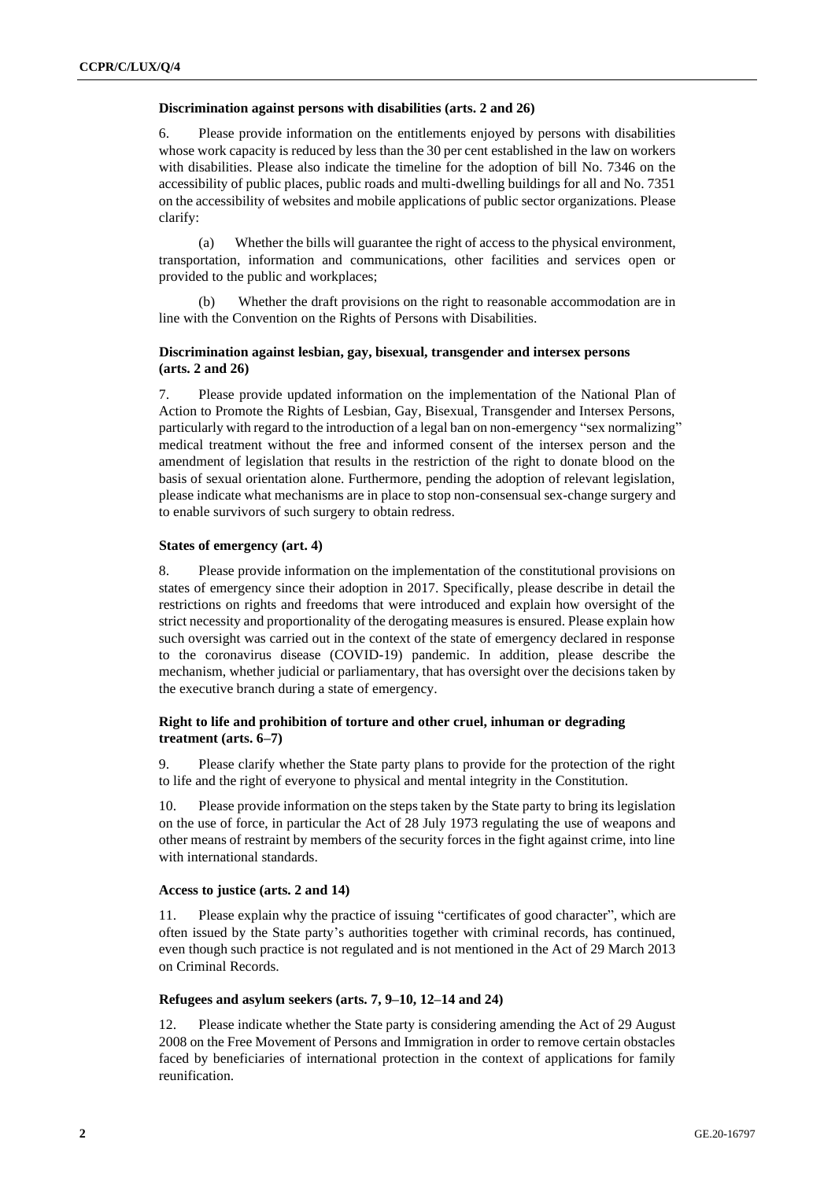### Discrimination against persons with disabilities (arts. 2 and 26)

6. Please provide information on the entitlements enjoyed by persons with disabilities whose work capacity is reduced by less than the 30 per cent established in the law on workers with disabilities. Please also indicate the timeline for the adoption of bill No. 7346 on the accessibility of public places, public roads and multi-dwelling buildings for all and No. 7351 on the accessibility of websites and mobile applications of public sector organizations. Please clarify:

(a) Whether the bills will guarantee the right of access to the physical environment, transportation, information and communications, other facilities and services open or provided to the public and workplaces;

(b) Whether the draft provisions on the right to reasonable accommodation are in line with the Convention on the Rights of Persons with Disabilities.

### Discrimination against lesbian, gay, bisexual, transgender and intersex persons (arts. 2 and 26)

7. Please provide updated information on the implementation of the National Plan of Action to Promote the Rights of Lesbian, Gay, Bisexual, Transgender and Intersex Persons, particularly with regard to the introduction of a legal ban on non-emergency "sex normalizing" medical treatment without the free and informed consent of the intersex person and the amendment of legislation that results in the restriction of the right to donate blood on the basis of sexual orientation alone. Furthermore, pending the adoption of relevant legislation, please indicate what mechanisms are in place to stop non-consensual sex-change surgery and to enable survivors of such surgery to obtain redress.

### States of emergency (art. 4)

8. Please provide information on the implementation of the constitutional provisions on states of emergency since their adoption in 2017. Specifically, please describe in detail the restrictions on rights and freedoms that were introduced and explain how oversight of the strict necessity and proportionality of the derogating measures is ensured. Please explain how such oversight was carried out in the context of the state of emergency declared in response to the coronavirus disease (COVID-19) pandemic. In addition, please describe the mechanism, whether judicial or parliamentary, that has oversight over the decisions taken by the executive branch during a state of emergency.

### Right to life and prohibition of torture and other cruel, inhuman or degrading treatment (arts. 6–7)

9. Please clarify whether the State party plans to provide for the protection of the right to life and the right of everyone to physical and mental integrity in the Constitution.

10. Please provide information on the steps taken by the State party to bring its legislation on the use of force, in particular the Act of 28 July 1973 regulating the use of weapons and other means of restraint by members of the security forces in the fight against crime, into line with international standards.

### Access to justice (arts. 2 and 14)

11. Please explain why the practice of issuing "certificates of good character", which are often issued by the State party's authorities together with criminal records, has continued, even though such practice is not regulated and is not mentioned in the Act of 29 March 2013 on Criminal Records.

### Refugees and asylum seekers (arts. 7, 9–10, 12–14 and 24)

12. Please indicate whether the State party is considering amending the Act of 29 August 2008 on the Free Movement of Persons and Immigration in order to remove certain obstacles faced by beneficiaries of international protection in the context of applications for family reunification.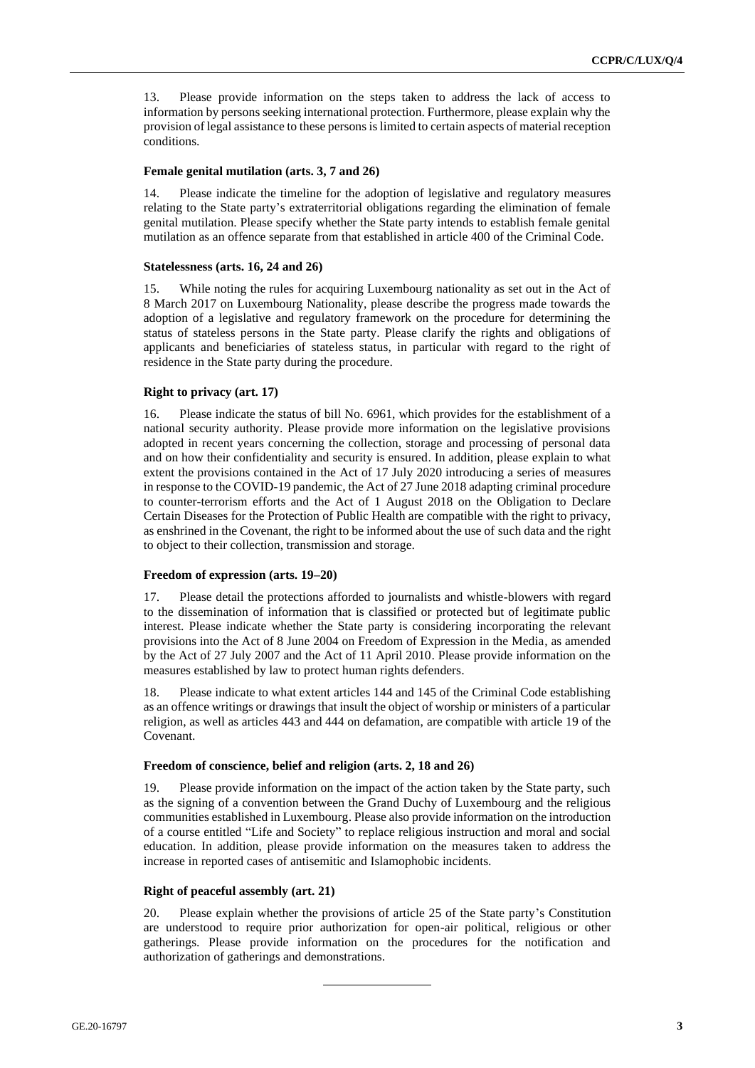13. Please provide information on the steps taken to address the lack of access to information by persons seeking international protection. Furthermore, please explain why the provision of legal assistance to these persons is limited to certain aspects of material reception conditions.

### Female genital mutilation (arts. 3, 7 and 26)

14. Please indicate the timeline for the adoption of legislative and regulatory measures relating to the State party's extraterritorial obligations regarding the elimination of female genital mutilation. Please specify whether the State party intends to establish female genital mutilation as an offence separate from that established in article 400 of the Criminal Code.

### Statelessness (arts. 16, 24 and 26)

15. While noting the rules for acquiring Luxembourg nationality as set out in the Act of 8 March 2017 on Luxembourg Nationality, please describe the progress made towards the adoption of a legislative and regulatory framework on the procedure for determining the status of stateless persons in the State party. Please clarify the rights and obligations of applicants and beneficiaries of stateless status, in particular with regard to the right of residence in the State party during the procedure.

### Right to privacy (art. 17)

16. Please indicate the status of bill No. 6961, which provides for the establishment of a national security authority. Please provide more information on the legislative provisions adopted in recent years concerning the collection, storage and processing of personal data and on how their confidentiality and security is ensured. In addition, please explain to what extent the provisions contained in the Act of 17 July 2020 introducing a series of measures in response to the COVID-19 pandemic, the Act of 27 June 2018 adapting criminal procedure to counter-terrorism efforts and the Act of 1 August 2018 on the Obligation to Declare Certain Diseases for the Protection of Public Health are compatible with the right to privacy, as enshrined in the Covenant, the right to be informed about the use of such data and the right to object to their collection, transmission and storage.

### Freedom of expression (arts. 19–20)

17. Please detail the protections afforded to journalists and whistle-blowers with regard to the dissemination of information that is classified or protected but of legitimate public interest. Please indicate whether the State party is considering incorporating the relevant provisions into the Act of 8 June 2004 on Freedom of Expression in the Media, as amended by the Act of 27 July 2007 and the Act of 11 April 2010. Please provide information on the measures established by law to protect human rights defenders.

18. Please indicate to what extent articles 144 and 145 of the Criminal Code establishing as an offence writings or drawings that insult the object of worship or ministers of a particular religion, as well as articles 443 and 444 on defamation, are compatible with article 19 of the Covenant.

### Freedom of conscience, belief and religion (arts. 2, 18 and 26)

19. Please provide information on the impact of the action taken by the State party, such as the signing of a convention between the Grand Duchy of Luxembourg and the religious communities established in Luxembourg. Please also provide information on the introduction of a course entitled "Life and Society" to replace religious instruction and moral and social education. In addition, please provide information on the measures taken to address the increase in reported cases of antisemitic and Islamophobic incidents.

### Right of peaceful assembly (art. 21)

20. Please explain whether the provisions of article 25 of the State party's Constitution are understood to require prior authorization for open-air political, religious or other gatherings. Please provide information on the procedures for the notification and authorization of gatherings and demonstrations.